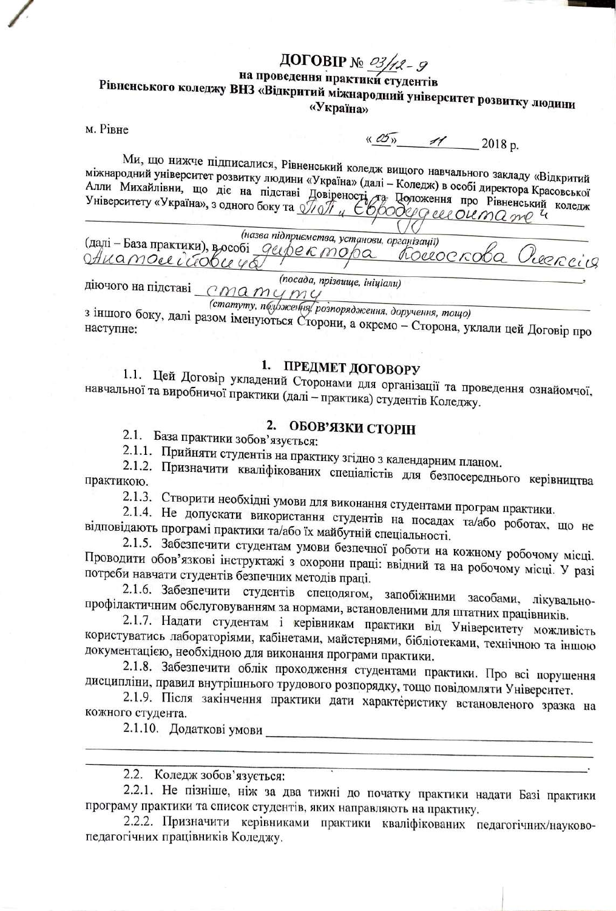# ДОГОВІР № 03/12-9

## на проведення практики студентів Рівненського коледжу ВНЗ «Відкритий міжнародний університет розвитку людини «Україна»

м. Рівне

«05» 11 2018 р.

Ми, що нижче підписалися, Рівненський коледж вищого навчального закладу «Відкритий міжнародний університет розвитку людини «Україна» (далі – Коледж) в особі директора Красовської Алли Михайлівни, що діє на підставі Довіреності та Положення про Рівненський коледж Університету «Україна», з одного боку та ПП «Євродедеонтатеч»

(назва підприємства, установи, організації)

(далі – База практики), в особі директора Колоскова Олексія Анатолійовича

(посада, прізвище, ініціали)

діючого на підставі статуту

(статуту, положення, розпорядження, доручення, тощо)

з іншого боку, далі разом іменуються Сторони, а окремо – Сторона, уклали цей Договір про наступне:

## 1. ПРЕДМЕТ ДОГОВОРУ

1.1. Цей Договір укладений Сторонами для організації та проведення ознайомчої, навчальної та виробничої практики (далі – практика) студентів Коледжу.

## 2. ОБОВ'ЯЗКИ СТОРІН

2.1. База практики зобов'язується:

2.1.1. Прийняти студентів на практику згідно з календарним планом.

2.1.2. Призначити кваліфікованих спеціалістів для безпосереднього керівництва практикою.

2.1.3. Створити необхідні умови для виконання студентами програм практики.

2.1.4. Не допускати використання студентів на посадах та/або роботах, що не відповідають програмі практики та/або їх майбутній спеціальності.

2.1.5. Забезпечити студентам умови безпечної роботи на кожному робочому місці. Проводити обов'язкові інструктажі з охорони праці: ввідний та на робочому місці. У разі потреби навчати студентів безпечних методів праці.

2.1.6. Забезпечити студентів спецодягом, запобіжними засобами, лікувально-профілактичним обслуговуванням за нормами, встановленими для штатних працівників.

2.1.7. Надати студентам і керівникам практики від Університету можливість користуватись лабораторіями, кабінетами, майстернями, бібліотеками, технічною та іншою документацією, необхідною для виконання програми практики.

2.1.8. Забезпечити облік проходження студентами практики. Про всі порушення дисципліни, правил внутрішнього трудового розпорядку, тощо повідомляти Університет.

2.1.9. Після закінчення практики дати характеристику встановленого зразка на кожного студента.

2.1.10. Додаткові умови ______________________________________________

______________________________________________________________________

2.2. Коледж зобов'язується:

2.2.1. Не пізніше, ніж за два тижні до початку практики надати Базі практики програму практики та список студентів, яких направляють на практику.

2.2.2. Призначити керівниками практики кваліфікованих педагогічних/науково-педагогічних працівників Коледжу.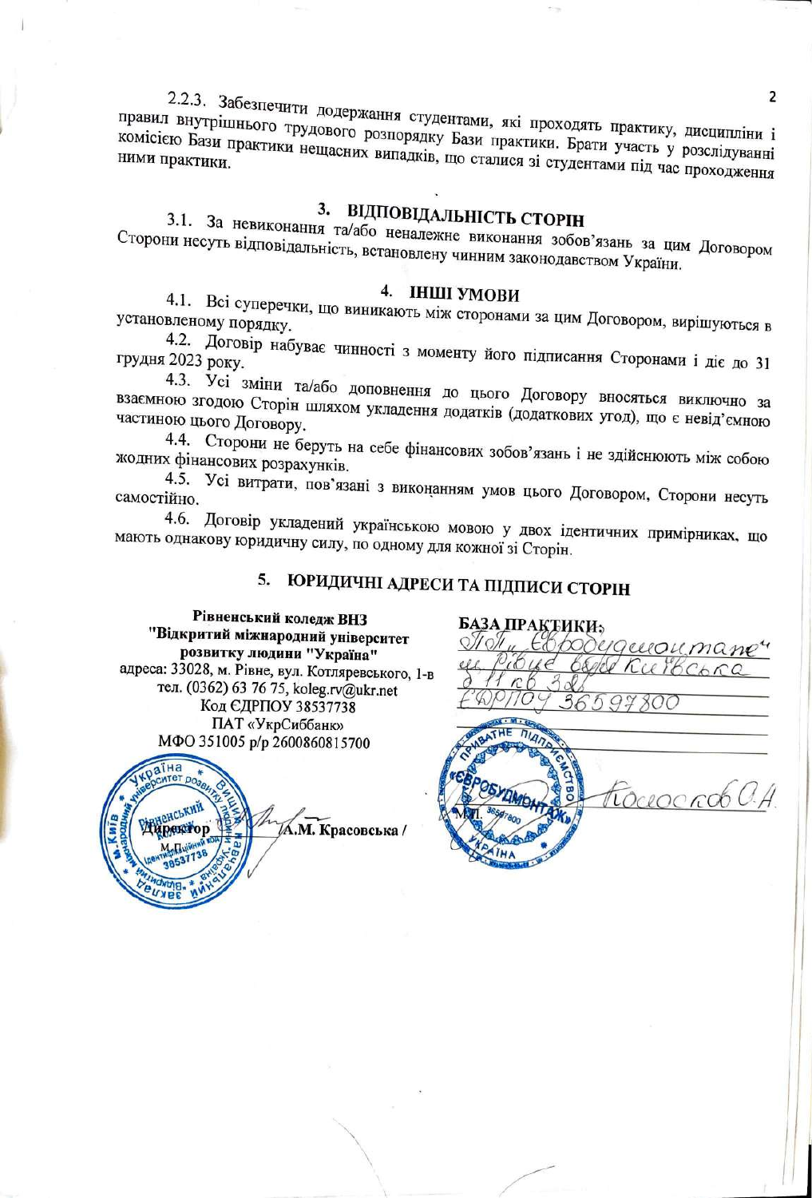2.2.3. Забезпечити додержання студентами, які проходять практику, дисципліни і правил внутрішнього трудового розпорядку Бази практики. Брати участь у розслідуванні комісією Бази практики нещасних випадків, що сталися зі студентами під час проходження ними практики.

## 3. ВІДПОВІДАЛЬНІСТЬ СТОРІН

3.1. За невиконання та/або неналежне виконання зобов'язань за цим Договором Сторони несуть відповідальність, встановлену чинним законодавством України.

## 4. ІНШІ УМОВИ

4.1. Всі суперечки, що виникають між сторонами за цим Договором, вирішуються в установленому порядку.

4.2. Договір набуває чинності з моменту його підписання Сторонами і діє до 31 грудня 2023 року.

4.3. Усі зміни та/або доповнення до цього Договору вносяться виключно за взаємною згодою Сторін шляхом укладення додатків (додаткових угод), що є невід'ємною частиною цього Договору.

4.4. Сторони не беруть на себе фінансових зобов'язань і не здійснюють між собою жодних фінансових розрахунків.

4.5. Усі витрати, пов'язані з виконанням умов цього Договором, Сторони несуть самостійно.

4.6. Договір укладений українською мовою у двох ідентичних примірниках, що мають однакову юридичну силу, по одному для кожної зі Сторін.

## 5. ЮРИДИЧНІ АДРЕСИ ТА ПІДПИСИ СТОРІН

**Рівненський коледж ВНЗ**
**"Відкритий міжнародний університет розвитку людини "Україна"**
адреса: 33028, м. Рівне, вул. Котляревського, 1-в
тел. (0362) 63 76 75, koleg.rv@ukr.net
Код ЄДРПОУ 38537738
ПАТ «УкрСиббанк»
МФО 351005 р/р 2600860815700

**Директор** _________ **/А.М. Красовська /**
М.П.

**БАЗА ПРАКТИКИ:**
ПП „Євробудмонтаж"
м. Рівне вул. Київська
б. 11 кв. 38
ЄДРПОУ 36597800

_________ Косюсков О.А.
М.П.